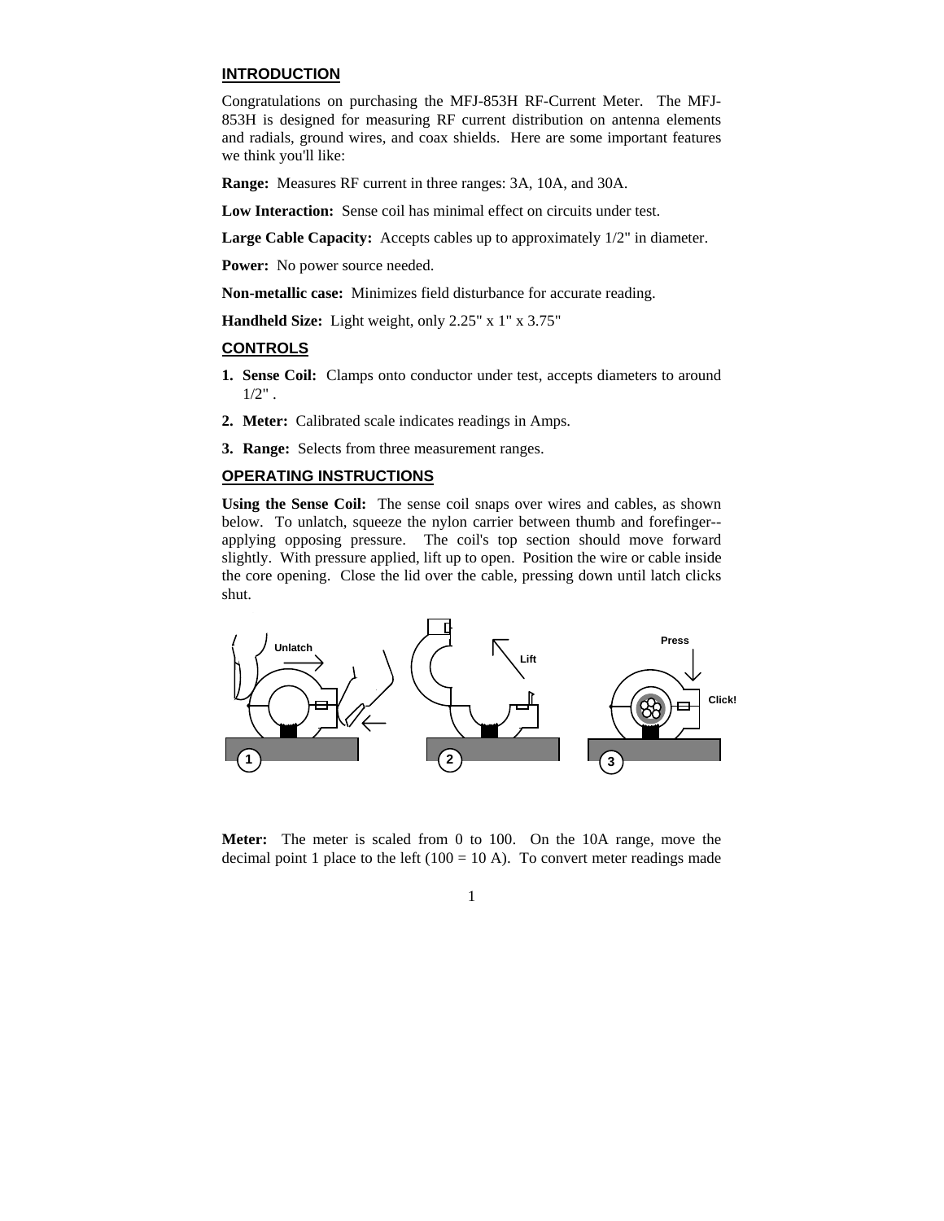## INTRODUCTION

Congratulations on purchasing the MFJ-853H RF-Current Meter. The MFJ-853H is designed for measuring RF current distribution on antenna elements and radials, ground wires, and coax shields. Here are some important features we think you'll like:

**Range:** Measures RF current in three ranges: 3A, 10A, and 30A.

**Low Interaction:** Sense coil has minimal effect on circuits under test.

**Large Cable Capacity:** Accepts cables up to approximately 1/2" in diameter.

**Power:** No power source needed.

**Non-metallic case:** Minimizes field disturbance for accurate reading.

**Handheld Size:** Light weight, only 2.25" x 1" x 3.75"

## CONTROLS

1. **Sense Coil:** Clamps onto conductor under test, accepts diameters to around 1/2" .
2. **Meter:** Calibrated scale indicates readings in Amps.
3. **Range:** Selects from three measurement ranges.

## OPERATING INSTRUCTIONS

**Using the Sense Coil:** The sense coil snaps over wires and cables, as shown below. To unlatch, squeeze the nylon carrier between thumb and forefinger--applying opposing pressure. The coil's top section should move forward slightly. With pressure applied, lift up to open. Position the wire or cable inside the core opening. Close the lid over the cable, pressing down until latch clicks shut.

**Meter:** The meter is scaled from 0 to 100. On the 10A range, move the decimal point 1 place to the left (100 = 10 A). To convert meter readings made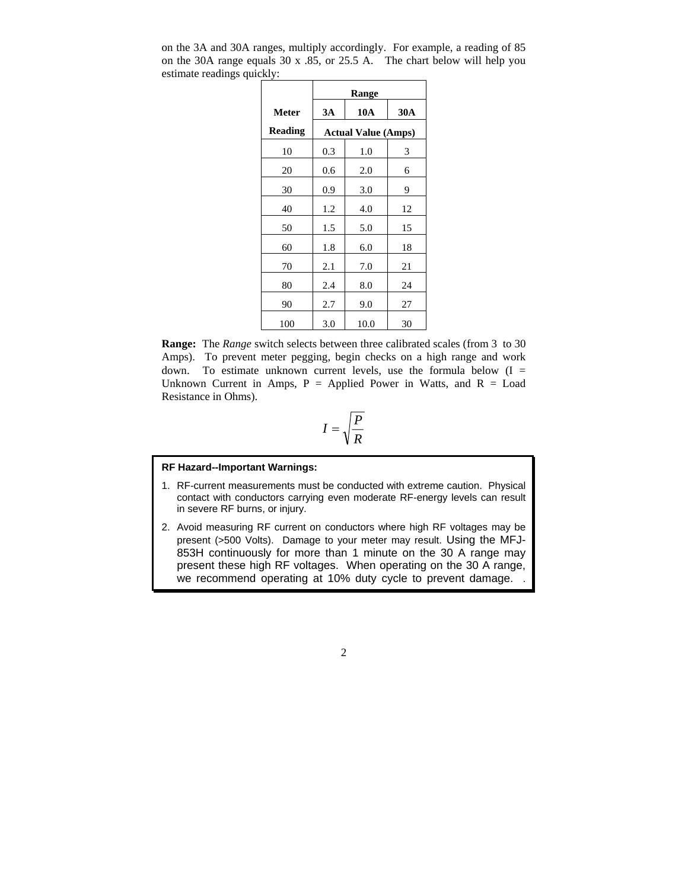on the 3A and 30A ranges, multiply accordingly. For example, a reading of 85 on the 30A range equals 30 x .85, or 25.5 A. The chart below will help you estimate readings quickly:

| Meter Reading | Range 3A | Range 10A | Range 30A |
|---|---|---|---|
| | Actual Value (Amps) | | |
| 10 | 0.3 | 1.0 | 3 |
| 20 | 0.6 | 2.0 | 6 |
| 30 | 0.9 | 3.0 | 9 |
| 40 | 1.2 | 4.0 | 12 |
| 50 | 1.5 | 5.0 | 15 |
| 60 | 1.8 | 6.0 | 18 |
| 70 | 2.1 | 7.0 | 21 |
| 80 | 2.4 | 8.0 | 24 |
| 90 | 2.7 | 9.0 | 27 |
| 100 | 3.0 | 10.0 | 30 |

**Range:** The *Range* switch selects between three calibrated scales (from 3 to 30 Amps). To prevent meter pegging, begin checks on a high range and work down. To estimate unknown current levels, use the formula below (I = Unknown Current in Amps, P = Applied Power in Watts, and R = Load Resistance in Ohms).

$$I = \sqrt{\frac{P}{R}}$$

**RF Hazard--Important Warnings:**

1. RF-current measurements must be conducted with extreme caution. Physical contact with conductors carrying even moderate RF-energy levels can result in severe RF burns, or injury.
2. Avoid measuring RF current on conductors where high RF voltages may be present (>500 Volts). Damage to your meter may result. Using the MFJ-853H continuously for more than 1 minute on the 30 A range may present these high RF voltages. When operating on the 30 A range, we recommend operating at 10% duty cycle to prevent damage. .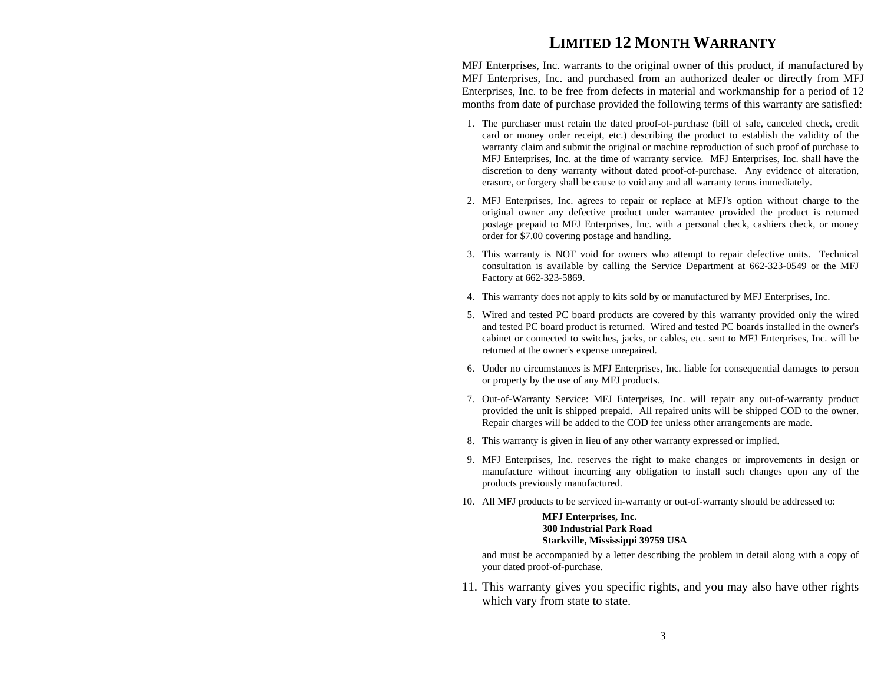# LIMITED 12 MONTH WARRANTY

MFJ Enterprises, Inc. warrants to the original owner of this product, if manufactured by MFJ Enterprises, Inc. and purchased from an authorized dealer or directly from MFJ Enterprises, Inc. to be free from defects in material and workmanship for a period of 12 months from date of purchase provided the following terms of this warranty are satisfied:

1. The purchaser must retain the dated proof-of-purchase (bill of sale, canceled check, credit card or money order receipt, etc.) describing the product to establish the validity of the warranty claim and submit the original or machine reproduction of such proof of purchase to MFJ Enterprises, Inc. at the time of warranty service. MFJ Enterprises, Inc. shall have the discretion to deny warranty without dated proof-of-purchase. Any evidence of alteration, erasure, or forgery shall be cause to void any and all warranty terms immediately.
2. MFJ Enterprises, Inc. agrees to repair or replace at MFJ's option without charge to the original owner any defective product under warrantee provided the product is returned postage prepaid to MFJ Enterprises, Inc. with a personal check, cashiers check, or money order for $7.00 covering postage and handling.
3. This warranty is NOT void for owners who attempt to repair defective units. Technical consultation is available by calling the Service Department at 662-323-0549 or the MFJ Factory at 662-323-5869.
4. This warranty does not apply to kits sold by or manufactured by MFJ Enterprises, Inc.
5. Wired and tested PC board products are covered by this warranty provided only the wired and tested PC board product is returned. Wired and tested PC boards installed in the owner's cabinet or connected to switches, jacks, or cables, etc. sent to MFJ Enterprises, Inc. will be returned at the owner's expense unrepaired.
6. Under no circumstances is MFJ Enterprises, Inc. liable for consequential damages to person or property by the use of any MFJ products.
7. Out-of-Warranty Service: MFJ Enterprises, Inc. will repair any out-of-warranty product provided the unit is shipped prepaid. All repaired units will be shipped COD to the owner. Repair charges will be added to the COD fee unless other arrangements are made.
8. This warranty is given in lieu of any other warranty expressed or implied.
9. MFJ Enterprises, Inc. reserves the right to make changes or improvements in design or manufacture without incurring any obligation to install such changes upon any of the products previously manufactured.
10. All MFJ products to be serviced in-warranty or out-of-warranty should be addressed to:

    **MFJ Enterprises, Inc.**
    **300 Industrial Park Road**
    **Starkville, Mississippi 39759 USA**

    and must be accompanied by a letter describing the problem in detail along with a copy of your dated proof-of-purchase.
11. This warranty gives you specific rights, and you may also have other rights which vary from state to state.